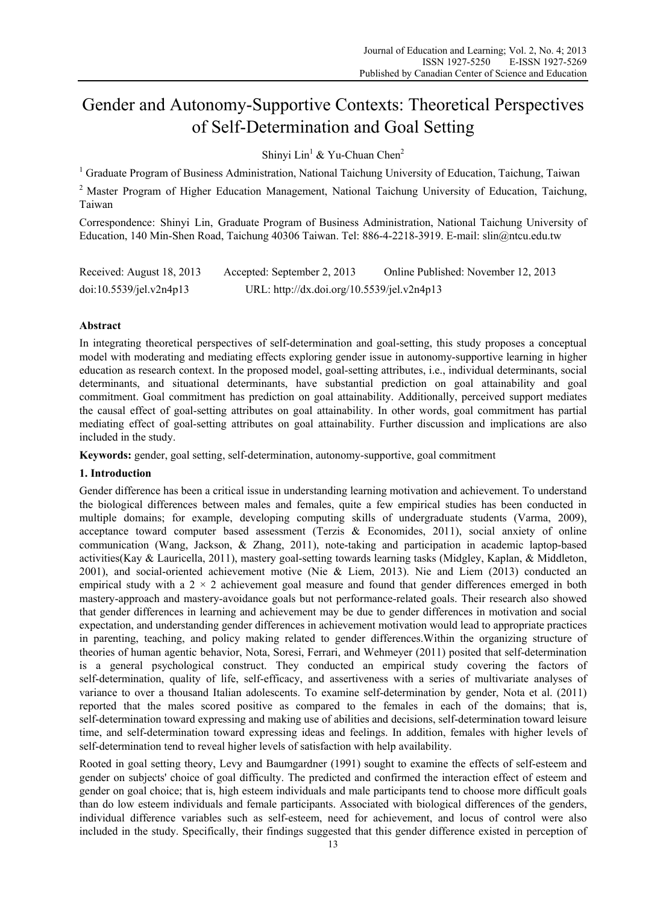# Gender and Autonomy-Supportive Contexts: Theoretical Perspectives of Self-Determination and Goal Setting

Shinyi Lin[1] & Yu-Chuan Chen[2]

[1] Graduate Program of Business Administration, National Taichung University of Education, Taichung, Taiwan

[2] Master Program of Higher Education Management, National Taichung University of Education, Taichung, Taiwan

Correspondence: Shinyi Lin, Graduate Program of Business Administration, National Taichung University of Education, 140 Min-Shen Road, Taichung 40306 Taiwan. Tel: 886-4-2218-3919. E-mail: slin@ntcu.edu.tw

Received: August 18, 2013 Accepted: September 2, 2013 Online Published: November 12, 2013

doi:10.5539/jel.v2n4p13 URL: http://dx.doi.org/10.5539/jel.v2n4p13

## Abstract

In integrating theoretical perspectives of self-determination and goal-setting, this study proposes a conceptual model with moderating and mediating effects exploring gender issue in autonomy-supportive learning in higher education as research context. In the proposed model, goal-setting attributes, i.e., individual determinants, social determinants, and situational determinants, have substantial prediction on goal attainability and goal commitment. Goal commitment has prediction on goal attainability. Additionally, perceived support mediates the causal effect of goal-setting attributes on goal attainability. In other words, goal commitment has partial mediating effect of goal-setting attributes on goal attainability. Further discussion and implications are also included in the study.

**Keywords:** gender, goal setting, self-determination, autonomy-supportive, goal commitment

## 1. Introduction

Gender difference has been a critical issue in understanding learning motivation and achievement. To understand the biological differences between males and females, quite a few empirical studies has been conducted in multiple domains; for example, developing computing skills of undergraduate students (Varma, 2009), acceptance toward computer based assessment (Terzis & Economides, 2011), social anxiety of online communication (Wang, Jackson, & Zhang, 2011), note-taking and participation in academic laptop-based activities(Kay & Lauricella, 2011), mastery goal-setting towards learning tasks (Midgley, Kaplan, & Middleton, 2001), and social-oriented achievement motive (Nie & Liem, 2013). Nie and Liem (2013) conducted an empirical study with a 2 × 2 achievement goal measure and found that gender differences emerged in both mastery-approach and mastery-avoidance goals but not performance-related goals. Their research also showed that gender differences in learning and achievement may be due to gender differences in motivation and social expectation, and understanding gender differences in achievement motivation would lead to appropriate practices in parenting, teaching, and policy making related to gender differences.Within the organizing structure of theories of human agentic behavior, Nota, Soresi, Ferrari, and Wehmeyer (2011) posited that self-determination is a general psychological construct. They conducted an empirical study covering the factors of self-determination, quality of life, self-efficacy, and assertiveness with a series of multivariate analyses of variance to over a thousand Italian adolescents. To examine self-determination by gender, Nota et al. (2011) reported that the males scored positive as compared to the females in each of the domains; that is, self-determination toward expressing and making use of abilities and decisions, self-determination toward leisure time, and self-determination toward expressing ideas and feelings. In addition, females with higher levels of self-determination tend to reveal higher levels of satisfaction with help availability.

Rooted in goal setting theory, Levy and Baumgardner (1991) sought to examine the effects of self-esteem and gender on subjects' choice of goal difficulty. The predicted and confirmed the interaction effect of esteem and gender on goal choice; that is, high esteem individuals and male participants tend to choose more difficult goals than do low esteem individuals and female participants. Associated with biological differences of the genders, individual difference variables such as self-esteem, need for achievement, and locus of control were also included in the study. Specifically, their findings suggested that this gender difference existed in perception of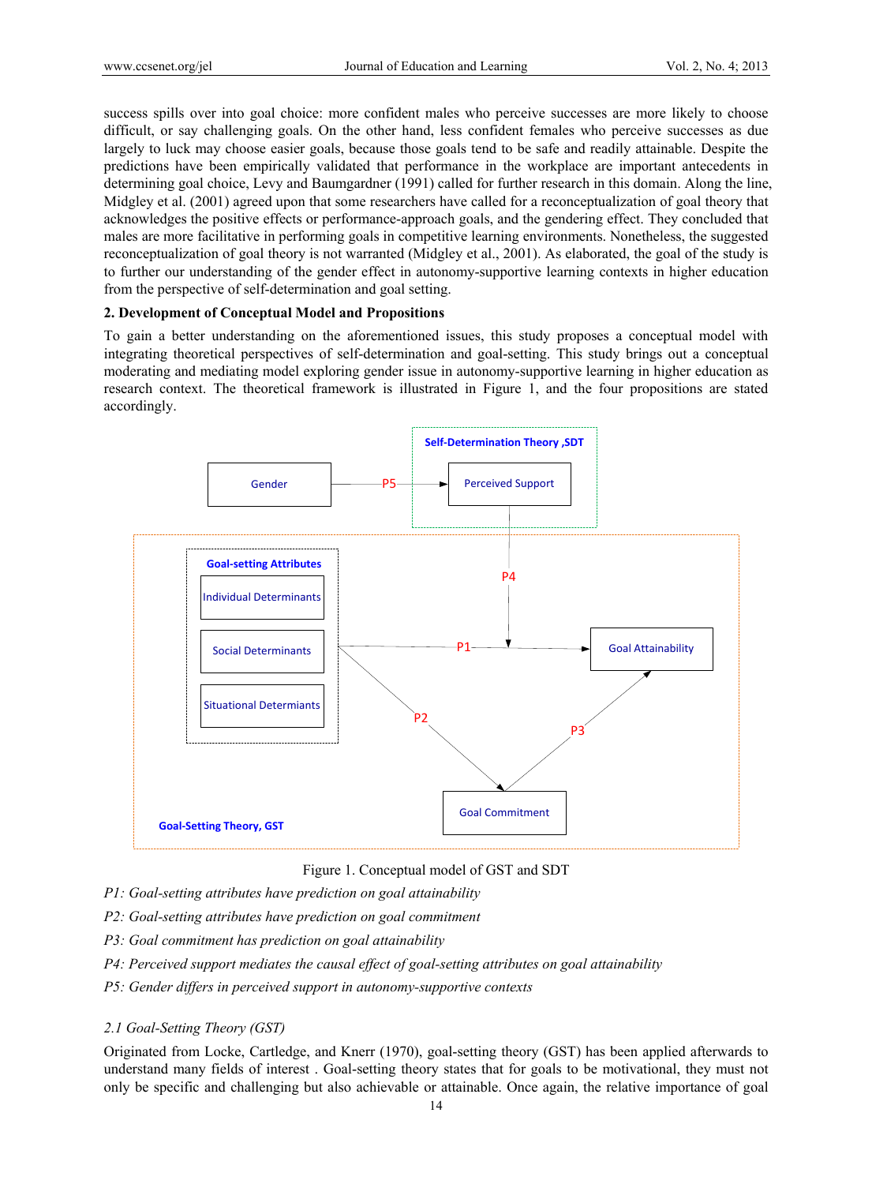success spills over into goal choice: more confident males who perceive successes are more likely to choose difficult, or say challenging goals. On the other hand, less confident females who perceive successes as due largely to luck may choose easier goals, because those goals tend to be safe and readily attainable. Despite the predictions have been empirically validated that performance in the workplace are important antecedents in determining goal choice, Levy and Baumgardner (1991) called for further research in this domain. Along the line, Midgley et al. (2001) agreed upon that some researchers have called for a reconceptualization of goal theory that acknowledges the positive effects or performance-approach goals, and the gendering effect. They concluded that males are more facilitative in performing goals in competitive learning environments. Nonetheless, the suggested reconceptualization of goal theory is not warranted (Midgley et al., 2001). As elaborated, the goal of the study is to further our understanding of the gender effect in autonomy-supportive learning contexts in higher education from the perspective of self-determination and goal setting.

## 2. Development of Conceptual Model and Propositions

To gain a better understanding on the aforementioned issues, this study proposes a conceptual model with integrating theoretical perspectives of self-determination and goal-setting. This study brings out a conceptual moderating and mediating model exploring gender issue in autonomy-supportive learning in higher education as research context. The theoretical framework is illustrated in Figure 1, and the four propositions are stated accordingly.

Figure 1. Conceptual model of GST and SDT

*P1: Goal-setting attributes have prediction on goal attainability*

*P2: Goal-setting attributes have prediction on goal commitment*

*P3: Goal commitment has prediction on goal attainability*

*P4: Perceived support mediates the causal effect of goal-setting attributes on goal attainability*

*P5: Gender differs in perceived support in autonomy-supportive contexts*

### *2.1 Goal-Setting Theory (GST)*

Originated from Locke, Cartledge, and Knerr (1970), goal-setting theory (GST) has been applied afterwards to understand many fields of interest . Goal-setting theory states that for goals to be motivational, they must not only be specific and challenging but also achievable or attainable. Once again, the relative importance of goal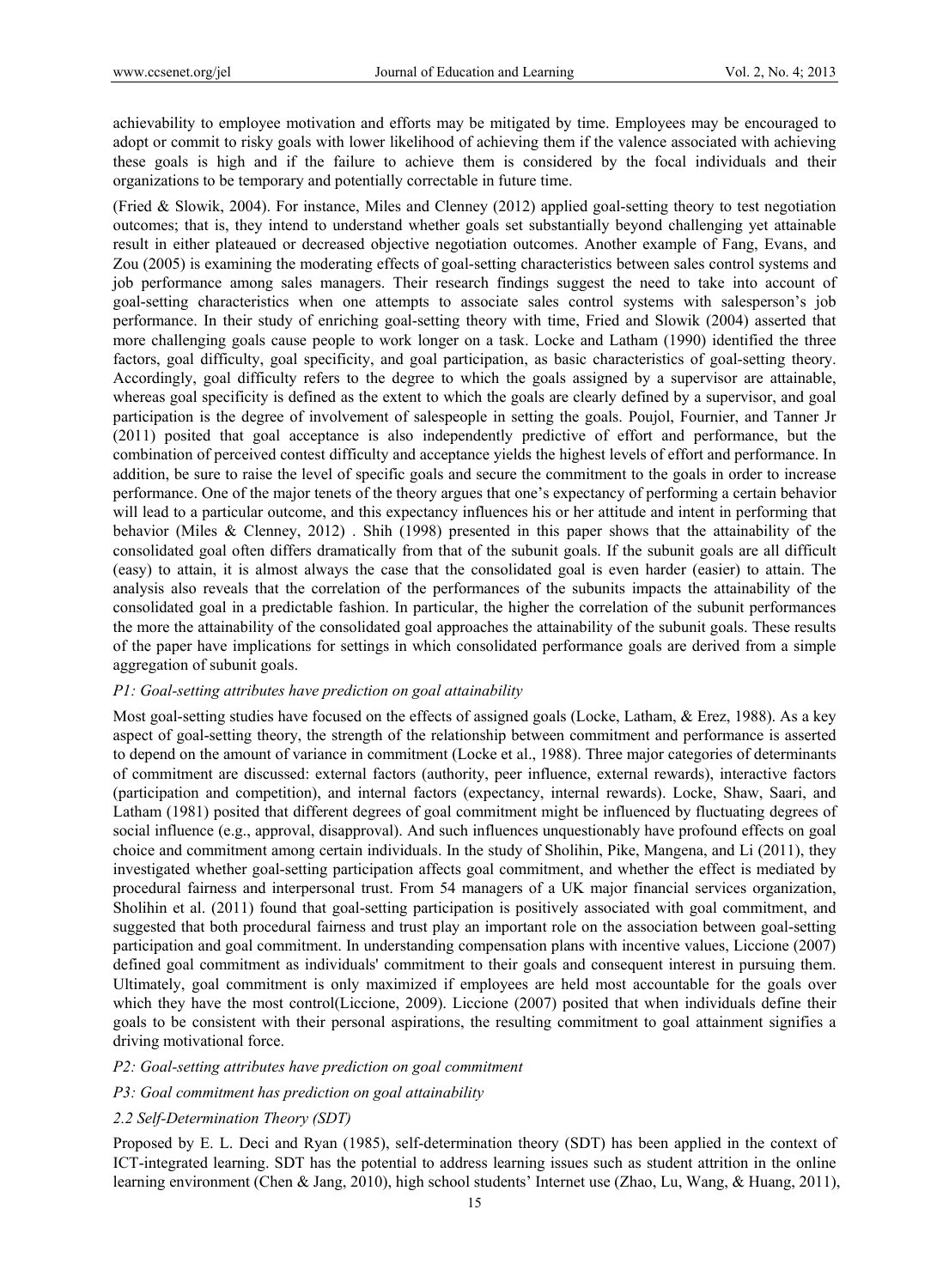achievability to employee motivation and efforts may be mitigated by time. Employees may be encouraged to adopt or commit to risky goals with lower likelihood of achieving them if the valence associated with achieving these goals is high and if the failure to achieve them is considered by the focal individuals and their organizations to be temporary and potentially correctable in future time.

(Fried & Slowik, 2004). For instance, Miles and Clenney (2012) applied goal-setting theory to test negotiation outcomes; that is, they intend to understand whether goals set substantially beyond challenging yet attainable result in either plateaued or decreased objective negotiation outcomes. Another example of Fang, Evans, and Zou (2005) is examining the moderating effects of goal-setting characteristics between sales control systems and job performance among sales managers. Their research findings suggest the need to take into account of goal-setting characteristics when one attempts to associate sales control systems with salesperson's job performance. In their study of enriching goal-setting theory with time, Fried and Slowik (2004) asserted that more challenging goals cause people to work longer on a task. Locke and Latham (1990) identified the three factors, goal difficulty, goal specificity, and goal participation, as basic characteristics of goal-setting theory. Accordingly, goal difficulty refers to the degree to which the goals assigned by a supervisor are attainable, whereas goal specificity is defined as the extent to which the goals are clearly defined by a supervisor, and goal participation is the degree of involvement of salespeople in setting the goals. Poujol, Fournier, and Tanner Jr (2011) posited that goal acceptance is also independently predictive of effort and performance, but the combination of perceived contest difficulty and acceptance yields the highest levels of effort and performance. In addition, be sure to raise the level of specific goals and secure the commitment to the goals in order to increase performance. One of the major tenets of the theory argues that one's expectancy of performing a certain behavior will lead to a particular outcome, and this expectancy influences his or her attitude and intent in performing that behavior (Miles & Clenney, 2012) . Shih (1998) presented in this paper shows that the attainability of the consolidated goal often differs dramatically from that of the subunit goals. If the subunit goals are all difficult (easy) to attain, it is almost always the case that the consolidated goal is even harder (easier) to attain. The analysis also reveals that the correlation of the performances of the subunits impacts the attainability of the consolidated goal in a predictable fashion. In particular, the higher the correlation of the subunit performances the more the attainability of the consolidated goal approaches the attainability of the subunit goals. These results of the paper have implications for settings in which consolidated performance goals are derived from a simple aggregation of subunit goals.

*P1: Goal-setting attributes have prediction on goal attainability*

Most goal-setting studies have focused on the effects of assigned goals (Locke, Latham, & Erez, 1988). As a key aspect of goal-setting theory, the strength of the relationship between commitment and performance is asserted to depend on the amount of variance in commitment (Locke et al., 1988). Three major categories of determinants of commitment are discussed: external factors (authority, peer influence, external rewards), interactive factors (participation and competition), and internal factors (expectancy, internal rewards). Locke, Shaw, Saari, and Latham (1981) posited that different degrees of goal commitment might be influenced by fluctuating degrees of social influence (e.g., approval, disapproval). And such influences unquestionably have profound effects on goal choice and commitment among certain individuals. In the study of Sholihin, Pike, Mangena, and Li (2011), they investigated whether goal-setting participation affects goal commitment, and whether the effect is mediated by procedural fairness and interpersonal trust. From 54 managers of a UK major financial services organization, Sholihin et al. (2011) found that goal-setting participation is positively associated with goal commitment, and suggested that both procedural fairness and trust play an important role on the association between goal-setting participation and goal commitment. In understanding compensation plans with incentive values, Liccione (2007) defined goal commitment as individuals' commitment to their goals and consequent interest in pursuing them. Ultimately, goal commitment is only maximized if employees are held most accountable for the goals over which they have the most control(Liccione, 2009). Liccione (2007) posited that when individuals define their goals to be consistent with their personal aspirations, the resulting commitment to goal attainment signifies a driving motivational force.

*P2: Goal-setting attributes have prediction on goal commitment*

*P3: Goal commitment has prediction on goal attainability*

### *2.2 Self-Determination Theory (SDT)*

Proposed by E. L. Deci and Ryan (1985), self-determination theory (SDT) has been applied in the context of ICT-integrated learning. SDT has the potential to address learning issues such as student attrition in the online learning environment (Chen & Jang, 2010), high school students' Internet use (Zhao, Lu, Wang, & Huang, 2011),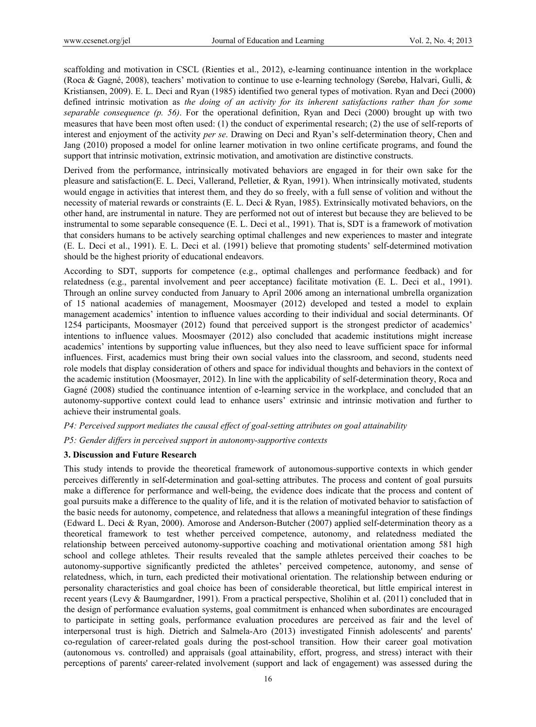scaffolding and motivation in CSCL (Rienties et al., 2012), e-learning continuance intention in the workplace (Roca & Gagné, 2008), teachers' motivation to continue to use e-learning technology (Sørebø, Halvari, Gulli, & Kristiansen, 2009). E. L. Deci and Ryan (1985) identified two general types of motivation. Ryan and Deci (2000) defined intrinsic motivation as *the doing of an activity for its inherent satisfactions rather than for some separable consequence (p. 56)*. For the operational definition, Ryan and Deci (2000) brought up with two measures that have been most often used: (1) the conduct of experimental research; (2) the use of self-reports of interest and enjoyment of the activity *per se*. Drawing on Deci and Ryan's self-determination theory, Chen and Jang (2010) proposed a model for online learner motivation in two online certificate programs, and found the support that intrinsic motivation, extrinsic motivation, and amotivation are distinctive constructs.

Derived from the performance, intrinsically motivated behaviors are engaged in for their own sake for the pleasure and satisfaction(E. L. Deci, Vallerand, Pelletier, & Ryan, 1991). When intrinsically motivated, students would engage in activities that interest them, and they do so freely, with a full sense of volition and without the necessity of material rewards or constraints (E. L. Deci & Ryan, 1985). Extrinsically motivated behaviors, on the other hand, are instrumental in nature. They are performed not out of interest but because they are believed to be instrumental to some separable consequence (E. L. Deci et al., 1991). That is, SDT is a framework of motivation that considers humans to be actively searching optimal challenges and new experiences to master and integrate (E. L. Deci et al., 1991). E. L. Deci et al. (1991) believe that promoting students' self-determined motivation should be the highest priority of educational endeavors.

According to SDT, supports for competence (e.g., optimal challenges and performance feedback) and for relatedness (e.g., parental involvement and peer acceptance) facilitate motivation (E. L. Deci et al., 1991). Through an online survey conducted from January to April 2006 among an international umbrella organization of 15 national academies of management, Moosmayer (2012) developed and tested a model to explain management academics' intention to influence values according to their individual and social determinants. Of 1254 participants, Moosmayer (2012) found that perceived support is the strongest predictor of academics' intentions to influence values. Moosmayer (2012) also concluded that academic institutions might increase academics' intentions by supporting value influences, but they also need to leave sufficient space for informal influences. First, academics must bring their own social values into the classroom, and second, students need role models that display consideration of others and space for individual thoughts and behaviors in the context of the academic institution (Moosmayer, 2012). In line with the applicability of self-determination theory, Roca and Gagné (2008) studied the continuance intention of e-learning service in the workplace, and concluded that an autonomy-supportive context could lead to enhance users' extrinsic and intrinsic motivation and further to achieve their instrumental goals.

*P4: Perceived support mediates the causal effect of goal-setting attributes on goal attainability*

*P5: Gender differs in perceived support in autonomy-supportive contexts*

## 3. Discussion and Future Research

This study intends to provide the theoretical framework of autonomous-supportive contexts in which gender perceives differently in self-determination and goal-setting attributes. The process and content of goal pursuits make a difference for performance and well-being, the evidence does indicate that the process and content of goal pursuits make a difference to the quality of life, and it is the relation of motivated behavior to satisfaction of the basic needs for autonomy, competence, and relatedness that allows a meaningful integration of these findings (Edward L. Deci & Ryan, 2000). Amorose and Anderson-Butcher (2007) applied self-determination theory as a theoretical framework to test whether perceived competence, autonomy, and relatedness mediated the relationship between perceived autonomy-supportive coaching and motivational orientation among 581 high school and college athletes. Their results revealed that the sample athletes perceived their coaches to be autonomy-supportive significantly predicted the athletes' perceived competence, autonomy, and sense of relatedness, which, in turn, each predicted their motivational orientation. The relationship between enduring or personality characteristics and goal choice has been of considerable theoretical, but little empirical interest in recent years (Levy & Baumgardner, 1991). From a practical perspective, Sholihin et al. (2011) concluded that in the design of performance evaluation systems, goal commitment is enhanced when subordinates are encouraged to participate in setting goals, performance evaluation procedures are perceived as fair and the level of interpersonal trust is high. Dietrich and Salmela-Aro (2013) investigated Finnish adolescents' and parents' co-regulation of career-related goals during the post-school transition. How their career goal motivation (autonomous vs. controlled) and appraisals (goal attainability, effort, progress, and stress) interact with their perceptions of parents' career-related involvement (support and lack of engagement) was assessed during the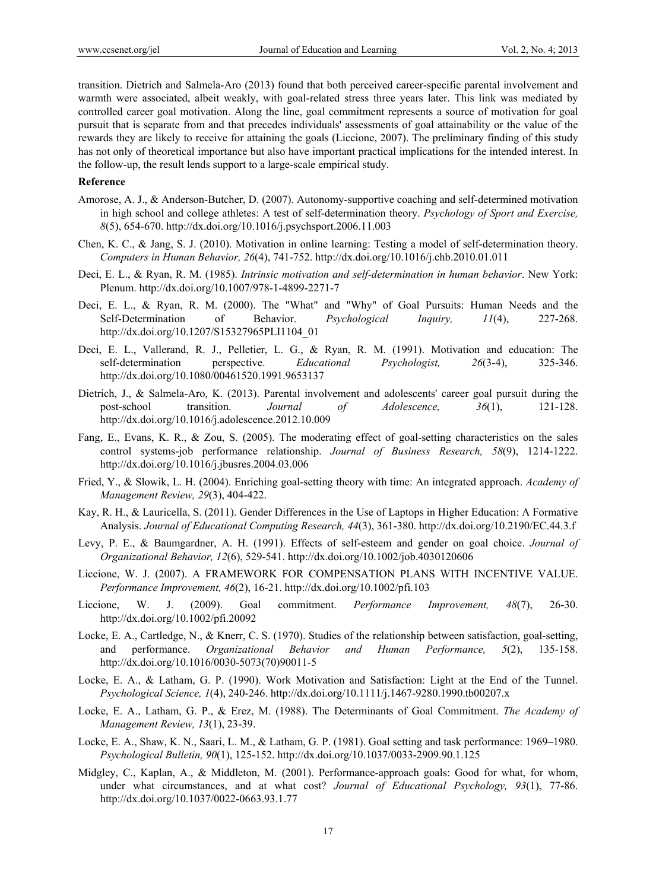transition. Dietrich and Salmela-Aro (2013) found that both perceived career-specific parental involvement and warmth were associated, albeit weakly, with goal-related stress three years later. This link was mediated by controlled career goal motivation. Along the line, goal commitment represents a source of motivation for goal pursuit that is separate from and that precedes individuals' assessments of goal attainability or the value of the rewards they are likely to receive for attaining the goals (Liccione, 2007). The preliminary finding of this study has not only of theoretical importance but also have important practical implications for the intended interest. In the follow-up, the result lends support to a large-scale empirical study.

## Reference

Amorose, A. J., & Anderson-Butcher, D. (2007). Autonomy-supportive coaching and self-determined motivation in high school and college athletes: A test of self-determination theory. *Psychology of Sport and Exercise, 8*(5), 654-670. http://dx.doi.org/10.1016/j.psychsport.2006.11.003

Chen, K. C., & Jang, S. J. (2010). Motivation in online learning: Testing a model of self-determination theory. *Computers in Human Behavior, 26*(4), 741-752. http://dx.doi.org/10.1016/j.chb.2010.01.011

Deci, E. L., & Ryan, R. M. (1985). *Intrinsic motivation and self-determination in human behavior*. New York: Plenum. http://dx.doi.org/10.1007/978-1-4899-2271-7

Deci, E. L., & Ryan, R. M. (2000). The "What" and "Why" of Goal Pursuits: Human Needs and the Self-Determination of Behavior. *Psychological Inquiry, 11*(4), 227-268. http://dx.doi.org/10.1207/S15327965PLI1104_01

Deci, E. L., Vallerand, R. J., Pelletier, L. G., & Ryan, R. M. (1991). Motivation and education: The self-determination perspective. *Educational Psychologist, 26*(3-4), 325-346. http://dx.doi.org/10.1080/00461520.1991.9653137

Dietrich, J., & Salmela-Aro, K. (2013). Parental involvement and adolescents' career goal pursuit during the post-school transition. *Journal of Adolescence, 36*(1), 121-128. http://dx.doi.org/10.1016/j.adolescence.2012.10.009

Fang, E., Evans, K. R., & Zou, S. (2005). The moderating effect of goal-setting characteristics on the sales control systems-job performance relationship. *Journal of Business Research, 58*(9), 1214-1222. http://dx.doi.org/10.1016/j.jbusres.2004.03.006

Fried, Y., & Slowik, L. H. (2004). Enriching goal-setting theory with time: An integrated approach. *Academy of Management Review, 29*(3), 404-422.

Kay, R. H., & Lauricella, S. (2011). Gender Differences in the Use of Laptops in Higher Education: A Formative Analysis. *Journal of Educational Computing Research, 44*(3), 361-380. http://dx.doi.org/10.2190/EC.44.3.f

Levy, P. E., & Baumgardner, A. H. (1991). Effects of self-esteem and gender on goal choice. *Journal of Organizational Behavior, 12*(6), 529-541. http://dx.doi.org/10.1002/job.4030120606

Liccione, W. J. (2007). A FRAMEWORK FOR COMPENSATION PLANS WITH INCENTIVE VALUE. *Performance Improvement, 46*(2), 16-21. http://dx.doi.org/10.1002/pfi.103

Liccione, W. J. (2009). Goal commitment. *Performance Improvement, 48*(7), 26-30. http://dx.doi.org/10.1002/pfi.20092

Locke, E. A., Cartledge, N., & Knerr, C. S. (1970). Studies of the relationship between satisfaction, goal-setting, and performance. *Organizational Behavior and Human Performance, 5*(2), 135-158. http://dx.doi.org/10.1016/0030-5073(70)90011-5

Locke, E. A., & Latham, G. P. (1990). Work Motivation and Satisfaction: Light at the End of the Tunnel. *Psychological Science, 1*(4), 240-246. http://dx.doi.org/10.1111/j.1467-9280.1990.tb00207.x

Locke, E. A., Latham, G. P., & Erez, M. (1988). The Determinants of Goal Commitment. *The Academy of Management Review, 13*(1), 23-39.

Locke, E. A., Shaw, K. N., Saari, L. M., & Latham, G. P. (1981). Goal setting and task performance: 1969–1980. *Psychological Bulletin, 90*(1), 125-152. http://dx.doi.org/10.1037/0033-2909.90.1.125

Midgley, C., Kaplan, A., & Middleton, M. (2001). Performance-approach goals: Good for what, for whom, under what circumstances, and at what cost? *Journal of Educational Psychology, 93*(1), 77-86. http://dx.doi.org/10.1037/0022-0663.93.1.77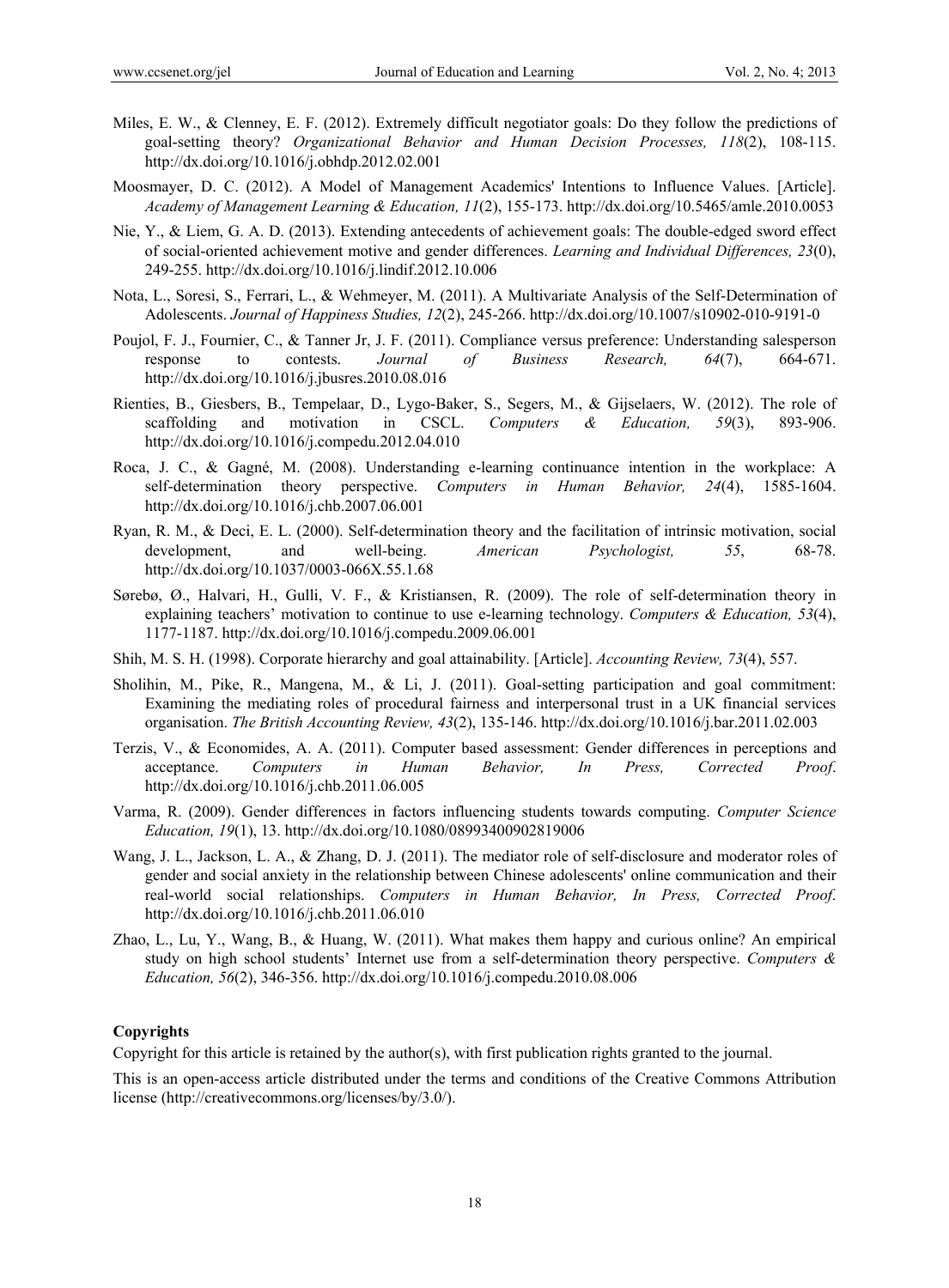Miles, E. W., & Clenney, E. F. (2012). Extremely difficult negotiator goals: Do they follow the predictions of goal-setting theory? *Organizational Behavior and Human Decision Processes, 118*(2), 108-115. http://dx.doi.org/10.1016/j.obhdp.2012.02.001

Moosmayer, D. C. (2012). A Model of Management Academics' Intentions to Influence Values. [Article]. *Academy of Management Learning & Education, 11*(2), 155-173. http://dx.doi.org/10.5465/amle.2010.0053

Nie, Y., & Liem, G. A. D. (2013). Extending antecedents of achievement goals: The double-edged sword effect of social-oriented achievement motive and gender differences. *Learning and Individual Differences, 23*(0), 249-255. http://dx.doi.org/10.1016/j.lindif.2012.10.006

Nota, L., Soresi, S., Ferrari, L., & Wehmeyer, M. (2011). A Multivariate Analysis of the Self-Determination of Adolescents. *Journal of Happiness Studies, 12*(2), 245-266. http://dx.doi.org/10.1007/s10902-010-9191-0

Poujol, F. J., Fournier, C., & Tanner Jr, J. F. (2011). Compliance versus preference: Understanding salesperson response to contests. *Journal of Business Research, 64*(7), 664-671. http://dx.doi.org/10.1016/j.jbusres.2010.08.016

Rienties, B., Giesbers, B., Tempelaar, D., Lygo-Baker, S., Segers, M., & Gijselaers, W. (2012). The role of scaffolding and motivation in CSCL. *Computers & Education, 59*(3), 893-906. http://dx.doi.org/10.1016/j.compedu.2012.04.010

Roca, J. C., & Gagné, M. (2008). Understanding e-learning continuance intention in the workplace: A self-determination theory perspective. *Computers in Human Behavior, 24*(4), 1585-1604. http://dx.doi.org/10.1016/j.chb.2007.06.001

Ryan, R. M., & Deci, E. L. (2000). Self-determination theory and the facilitation of intrinsic motivation, social development, and well-being. *American Psychologist, 55*, 68-78. http://dx.doi.org/10.1037/0003-066X.55.1.68

Sørebø, Ø., Halvari, H., Gulli, V. F., & Kristiansen, R. (2009). The role of self-determination theory in explaining teachers' motivation to continue to use e-learning technology. *Computers & Education, 53*(4), 1177-1187. http://dx.doi.org/10.1016/j.compedu.2009.06.001

Shih, M. S. H. (1998). Corporate hierarchy and goal attainability. [Article]. *Accounting Review, 73*(4), 557.

Sholihin, M., Pike, R., Mangena, M., & Li, J. (2011). Goal-setting participation and goal commitment: Examining the mediating roles of procedural fairness and interpersonal trust in a UK financial services organisation. *The British Accounting Review, 43*(2), 135-146. http://dx.doi.org/10.1016/j.bar.2011.02.003

Terzis, V., & Economides, A. A. (2011). Computer based assessment: Gender differences in perceptions and acceptance. *Computers in Human Behavior, In Press, Corrected Proof*. http://dx.doi.org/10.1016/j.chb.2011.06.005

Varma, R. (2009). Gender differences in factors influencing students towards computing. *Computer Science Education, 19*(1), 13. http://dx.doi.org/10.1080/08993400902819006

Wang, J. L., Jackson, L. A., & Zhang, D. J. (2011). The mediator role of self-disclosure and moderator roles of gender and social anxiety in the relationship between Chinese adolescents' online communication and their real-world social relationships. *Computers in Human Behavior, In Press, Corrected Proof*. http://dx.doi.org/10.1016/j.chb.2011.06.010

Zhao, L., Lu, Y., Wang, B., & Huang, W. (2011). What makes them happy and curious online? An empirical study on high school students' Internet use from a self-determination theory perspective. *Computers & Education, 56*(2), 346-356. http://dx.doi.org/10.1016/j.compedu.2010.08.006

**Copyrights**

Copyright for this article is retained by the author(s), with first publication rights granted to the journal.

This is an open-access article distributed under the terms and conditions of the Creative Commons Attribution license (http://creativecommons.org/licenses/by/3.0/).